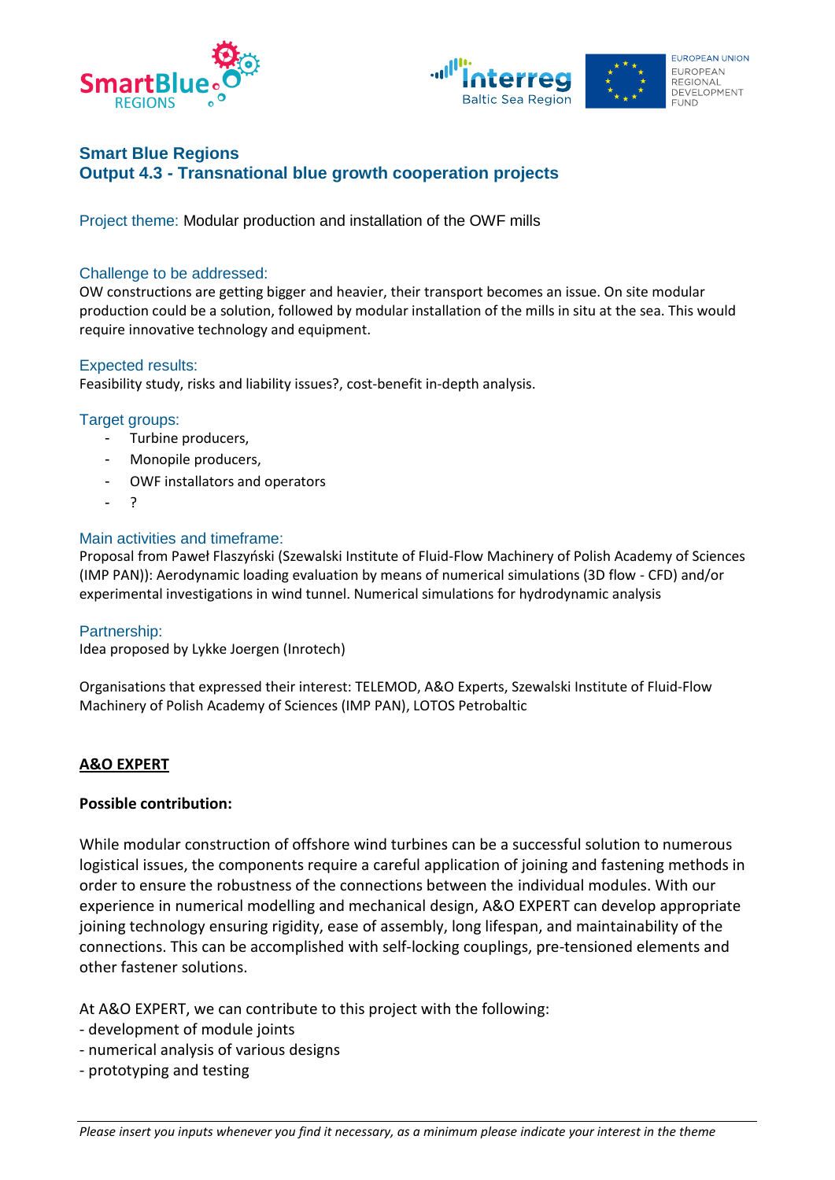## Smart Blue Regions
## Output 4.3 - Transnational blue growth cooperation projects

Project theme: Modular production and installation of the OWF mills

### Challenge to be addressed:

OW constructions are getting bigger and heavier, their transport becomes an issue. On site modular production could be a solution, followed by modular installation of the mills in situ at the sea. This would require innovative technology and equipment.

### Expected results:

Feasibility study, risks and liability issues?, cost-benefit in-depth analysis.

### Target groups:

- Turbine producers,
- Monopile producers,
- OWF installators and operators
- ?

### Main activities and timeframe:

Proposal from Paweł Flaszyński (Szewalski Institute of Fluid-Flow Machinery of Polish Academy of Sciences (IMP PAN)): Aerodynamic loading evaluation by means of numerical simulations (3D flow - CFD) and/or experimental investigations in wind tunnel. Numerical simulations for hydrodynamic analysis

### Partnership:

Idea proposed by Lykke Joergen (Inrotech)

Organisations that expressed their interest: TELEMOD, A&O Experts, Szewalski Institute of Fluid-Flow Machinery of Polish Academy of Sciences (IMP PAN), LOTOS Petrobaltic

**A&O EXPERT**

**Possible contribution:**

While modular construction of offshore wind turbines can be a successful solution to numerous logistical issues, the components require a careful application of joining and fastening methods in order to ensure the robustness of the connections between the individual modules. With our experience in numerical modelling and mechanical design, A&O EXPERT can develop appropriate joining technology ensuring rigidity, ease of assembly, long lifespan, and maintainability of the connections. This can be accomplished with self-locking couplings, pre-tensioned elements and other fastener solutions.

At A&O EXPERT, we can contribute to this project with the following:
- development of module joints
- numerical analysis of various designs
- prototyping and testing

*Please insert you inputs whenever you find it necessary, as a minimum please indicate your interest in the theme*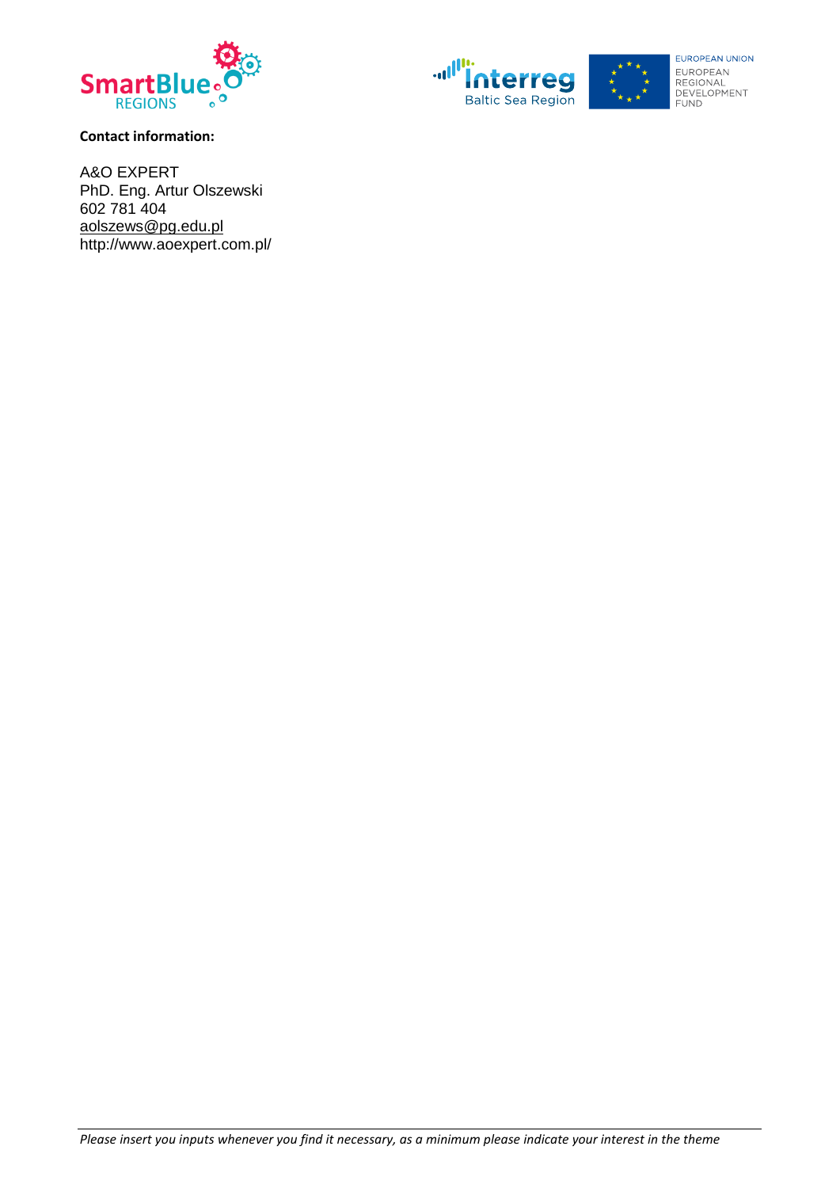**Contact information:**

A&O EXPERT
PhD. Eng. Artur Olszewski
602 781 404
aolszews@pg.edu.pl
http://www.aoexpert.com.pl/